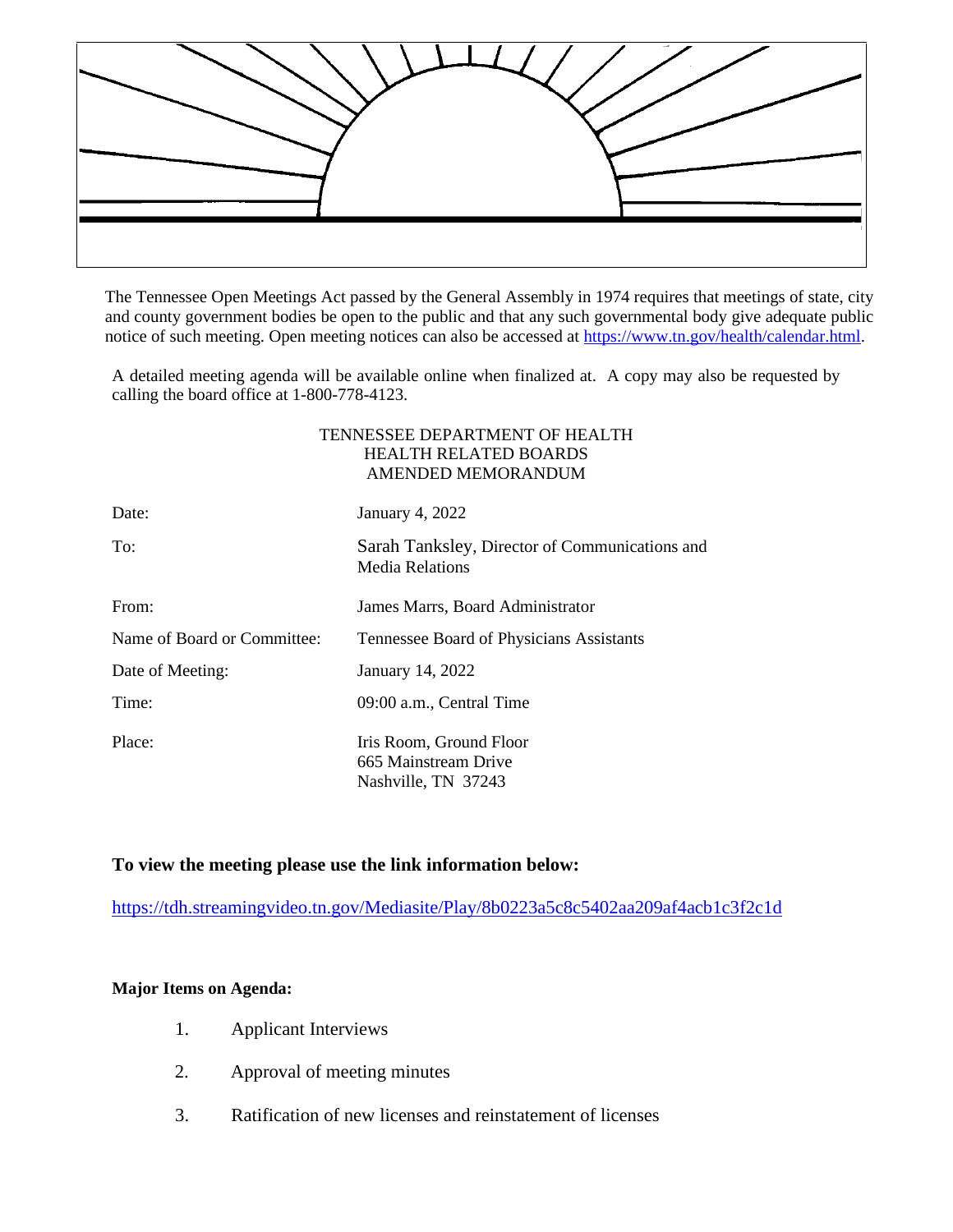The Tennessee Open Meetings Act passed by the General Assembly in 1974 requires that meetings of state, city and county government bodies be open to the public and that any such governmental body give adequate public notice of such meeting. Open meeting notices can also be accessed at https://www.tn.gov/health/calendar.html.

A detailed meeting agenda will be available online when finalized at. A copy may also be requested by calling the board office at 1-800-778-4123.

TENNESSEE DEPARTMENT OF HEALTH
HEALTH RELATED BOARDS
AMENDED MEMORANDUM

| | |
|---|---|
| Date: | January 4, 2022 |
| To: | Sarah Tanksley, Director of Communications and Media Relations |
| From: | James Marrs, Board Administrator |
| Name of Board or Committee: | Tennessee Board of Physicians Assistants |
| Date of Meeting: | January 14, 2022 |
| Time: | 09:00 a.m., Central Time |
| Place: | Iris Room, Ground Floor<br>665 Mainstream Drive<br>Nashville, TN 37243 |

**To view the meeting please use the link information below:**

https://tdh.streamingvideo.tn.gov/Mediasite/Play/8b0223a5c8c5402aa209af4acb1c3f2c1d

**Major Items on Agenda:**

1. Applicant Interviews
2. Approval of meeting minutes
3. Ratification of new licenses and reinstatement of licenses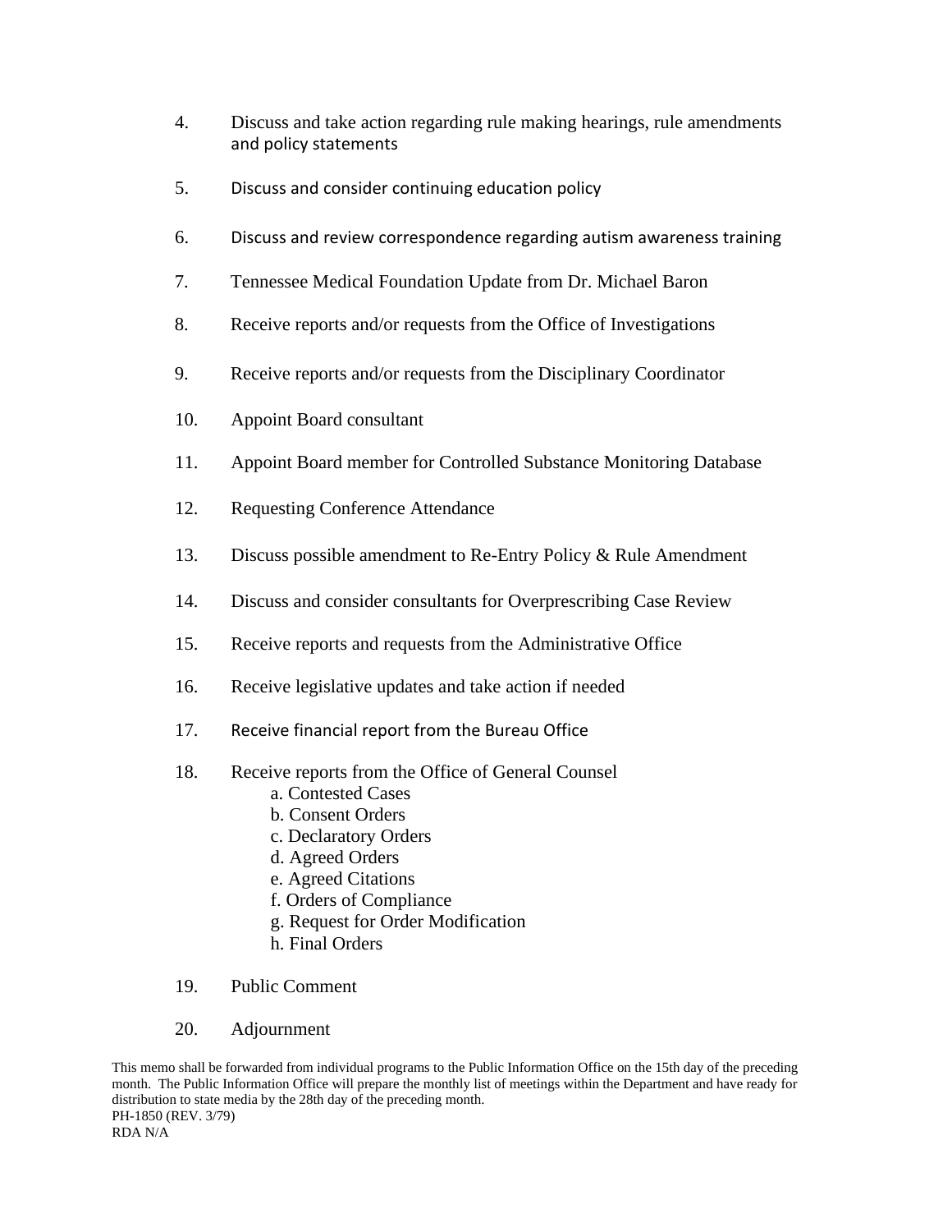4. Discuss and take action regarding rule making hearings, rule amendments and policy statements

5. Discuss and consider continuing education policy

6. Discuss and review correspondence regarding autism awareness training

7. Tennessee Medical Foundation Update from Dr. Michael Baron

8. Receive reports and/or requests from the Office of Investigations

9. Receive reports and/or requests from the Disciplinary Coordinator

10. Appoint Board consultant

11. Appoint Board member for Controlled Substance Monitoring Database

12. Requesting Conference Attendance

13. Discuss possible amendment to Re-Entry Policy & Rule Amendment

14. Discuss and consider consultants for Overprescribing Case Review

15. Receive reports and requests from the Administrative Office

16. Receive legislative updates and take action if needed

17. Receive financial report from the Bureau Office

18. Receive reports from the Office of General Counsel
    a. Contested Cases
    b. Consent Orders
    c. Declaratory Orders
    d. Agreed Orders
    e. Agreed Citations
    f. Orders of Compliance
    g. Request for Order Modification
    h. Final Orders

19. Public Comment

20. Adjournment

This memo shall be forwarded from individual programs to the Public Information Office on the 15th day of the preceding month. The Public Information Office will prepare the monthly list of meetings within the Department and have ready for distribution to state media by the 28th day of the preceding month.
PH-1850 (REV. 3/79)
RDA N/A